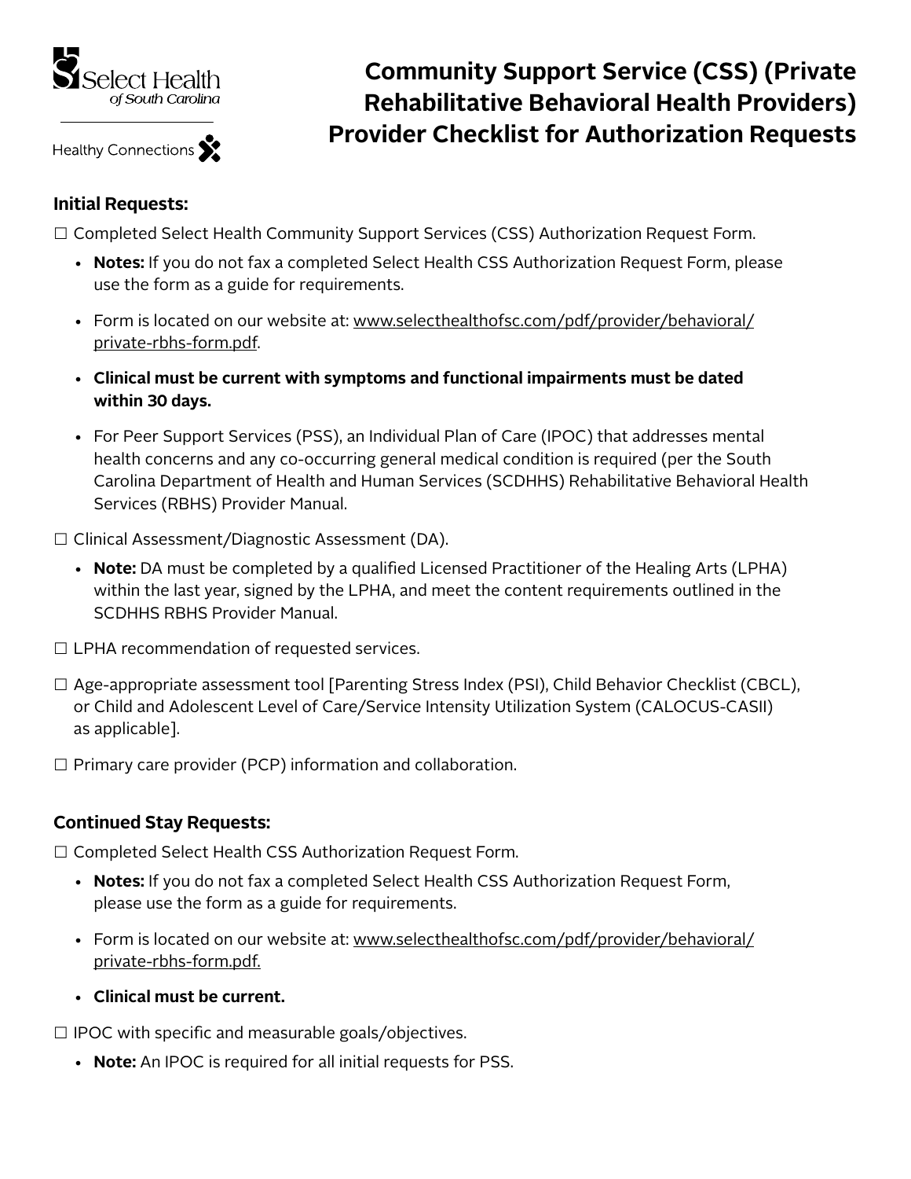# Community Support Service (CSS) (Private Rehabilitative Behavioral Health Providers) Provider Checklist for Authorization Requests

### Initial Requests:

☐ Completed Select Health Community Support Services (CSS) Authorization Request Form.

- **Notes:** If you do not fax a completed Select Health CSS Authorization Request Form, please use the form as a guide for requirements.
- Form is located on our website at: www.selecthealthofsc.com/pdf/provider/behavioral/private-rbhs-form.pdf.
- **Clinical must be current with symptoms and functional impairments must be dated within 30 days.**
- For Peer Support Services (PSS), an Individual Plan of Care (IPOC) that addresses mental health concerns and any co-occurring general medical condition is required (per the South Carolina Department of Health and Human Services (SCDHHS) Rehabilitative Behavioral Health Services (RBHS) Provider Manual.

☐ Clinical Assessment/Diagnostic Assessment (DA).

- **Note:** DA must be completed by a qualified Licensed Practitioner of the Healing Arts (LPHA) within the last year, signed by the LPHA, and meet the content requirements outlined in the SCDHHS RBHS Provider Manual.

☐ LPHA recommendation of requested services.

☐ Age-appropriate assessment tool [Parenting Stress Index (PSI), Child Behavior Checklist (CBCL), or Child and Adolescent Level of Care/Service Intensity Utilization System (CALOCUS-CASII) as applicable].

☐ Primary care provider (PCP) information and collaboration.

### Continued Stay Requests:

☐ Completed Select Health CSS Authorization Request Form.

- **Notes:** If you do not fax a completed Select Health CSS Authorization Request Form, please use the form as a guide for requirements.
- Form is located on our website at: www.selecthealthofsc.com/pdf/provider/behavioral/private-rbhs-form.pdf.
- **Clinical must be current.**

☐ IPOC with specific and measurable goals/objectives.

- **Note:** An IPOC is required for all initial requests for PSS.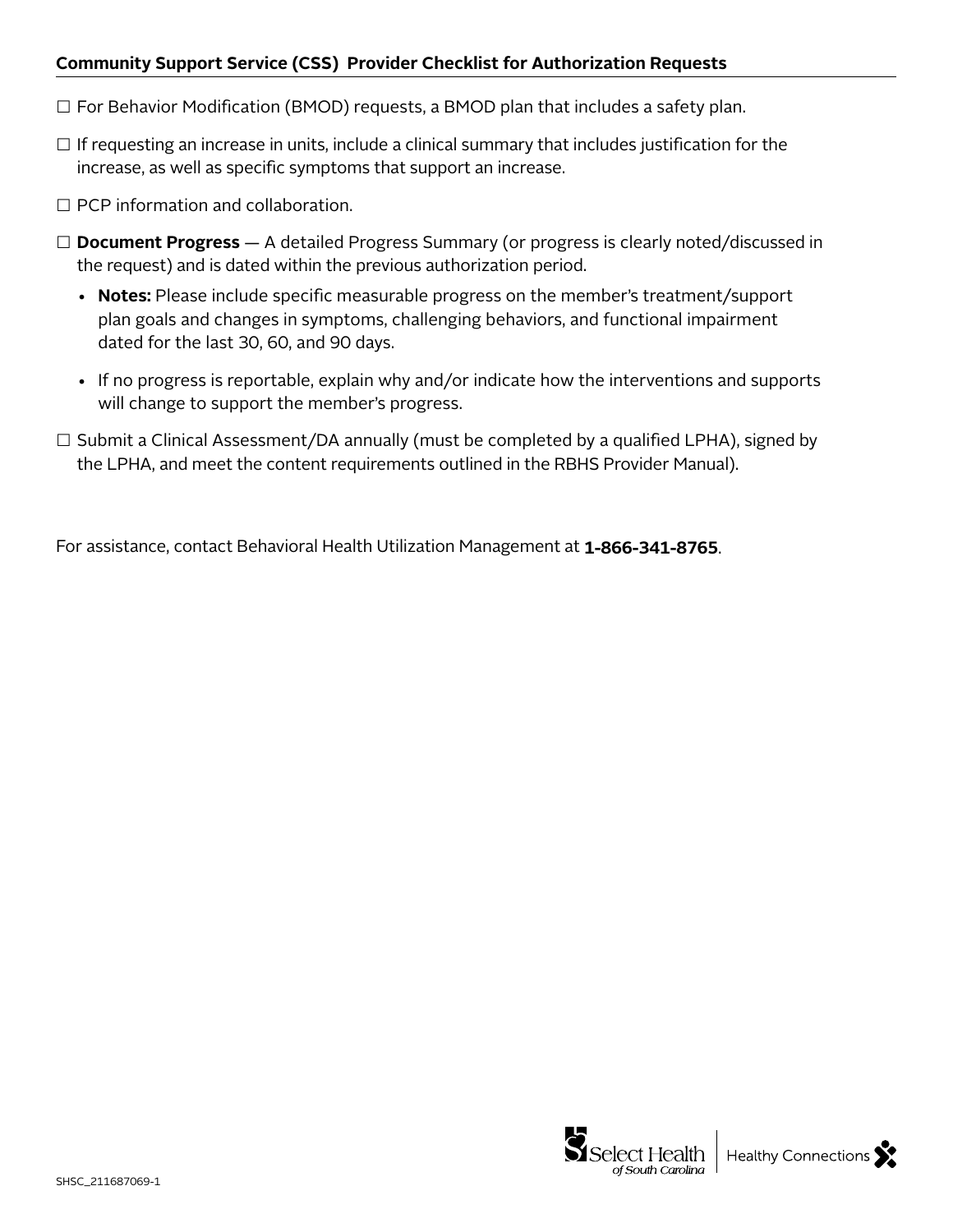**Community Support Service (CSS) Provider Checklist for Authorization Requests**

☐ For Behavior Modification (BMOD) requests, a BMOD plan that includes a safety plan.

☐ If requesting an increase in units, include a clinical summary that includes justification for the increase, as well as specific symptoms that support an increase.

☐ PCP information and collaboration.

☐ **Document Progress** — A detailed Progress Summary (or progress is clearly noted/discussed in the request) and is dated within the previous authorization period.

- **Notes:** Please include specific measurable progress on the member's treatment/support plan goals and changes in symptoms, challenging behaviors, and functional impairment dated for the last 30, 60, and 90 days.
- If no progress is reportable, explain why and/or indicate how the interventions and supports will change to support the member's progress.

☐ Submit a Clinical Assessment/DA annually (must be completed by a qualified LPHA), signed by the LPHA, and meet the content requirements outlined in the RBHS Provider Manual).

For assistance, contact Behavioral Health Utilization Management at **1-866-341-8765**.

SHSC_211687069-1